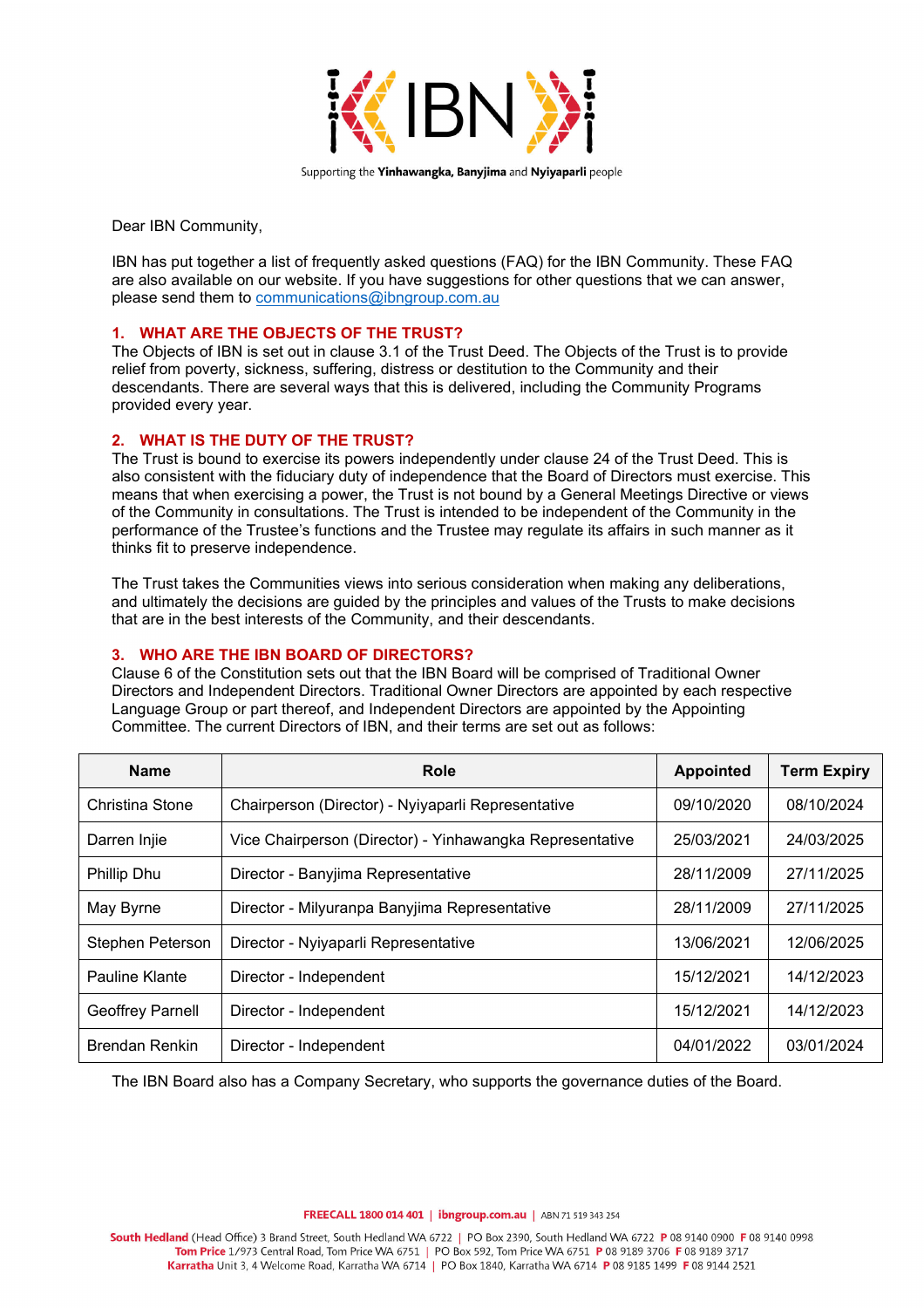IBN

Supporting the **Yinhawangka, Banyjima** and **Nyiyaparli** people

Dear IBN Community,

IBN has put together a list of frequently asked questions (FAQ) for the IBN Community. These FAQ are also available on our website. If you have suggestions for other questions that we can answer, please send them to communications@ibngroup.com.au

## 1. WHAT ARE THE OBJECTS OF THE TRUST?

The Objects of IBN is set out in clause 3.1 of the Trust Deed. The Objects of the Trust is to provide relief from poverty, sickness, suffering, distress or destitution to the Community and their descendants. There are several ways that this is delivered, including the Community Programs provided every year.

## 2. WHAT IS THE DUTY OF THE TRUST?

The Trust is bound to exercise its powers independently under clause 24 of the Trust Deed. This is also consistent with the fiduciary duty of independence that the Board of Directors must exercise. This means that when exercising a power, the Trust is not bound by a General Meetings Directive or views of the Community in consultations. The Trust is intended to be independent of the Community in the performance of the Trustee's functions and the Trustee may regulate its affairs in such manner as it thinks fit to preserve independence.

The Trust takes the Communities views into serious consideration when making any deliberations, and ultimately the decisions are guided by the principles and values of the Trusts to make decisions that are in the best interests of the Community, and their descendants.

## 3. WHO ARE THE IBN BOARD OF DIRECTORS?

Clause 6 of the Constitution sets out that the IBN Board will be comprised of Traditional Owner Directors and Independent Directors. Traditional Owner Directors are appointed by each respective Language Group or part thereof, and Independent Directors are appointed by the Appointing Committee. The current Directors of IBN, and their terms are set out as follows:

| Name | Role | Appointed | Term Expiry |
|---|---|---|---|
| Christina Stone | Chairperson (Director) - Nyiyaparli Representative | 09/10/2020 | 08/10/2024 |
| Darren Injie | Vice Chairperson (Director) - Yinhawangka Representative | 25/03/2021 | 24/03/2025 |
| Phillip Dhu | Director - Banyjima Representative | 28/11/2009 | 27/11/2025 |
| May Byrne | Director - Milyuranpa Banyjima Representative | 28/11/2009 | 27/11/2025 |
| Stephen Peterson | Director - Nyiyaparli Representative | 13/06/2021 | 12/06/2025 |
| Pauline Klante | Director - Independent | 15/12/2021 | 14/12/2023 |
| Geoffrey Parnell | Director - Independent | 15/12/2021 | 14/12/2023 |
| Brendan Renkin | Director - Independent | 04/01/2022 | 03/01/2024 |

The IBN Board also has a Company Secretary, who supports the governance duties of the Board.

**FREECALL 1800 014 401** | **ibngroup.com.au** | ABN 71 519 343 254

**South Hedland** (Head Office) 3 Brand Street, South Hedland WA 6722 | PO Box 2390, South Hedland WA 6722 **P** 08 9140 0900 **F** 08 9140 0998
**Tom Price** 1/973 Central Road, Tom Price WA 6751 | PO Box 592, Tom Price WA 6751 **P** 08 9189 3706 **F** 08 9189 3717
**Karratha** Unit 3, 4 Welcome Road, Karratha WA 6714 | PO Box 1840, Karratha WA 6714 **P** 08 9185 1499 **F** 08 9144 2521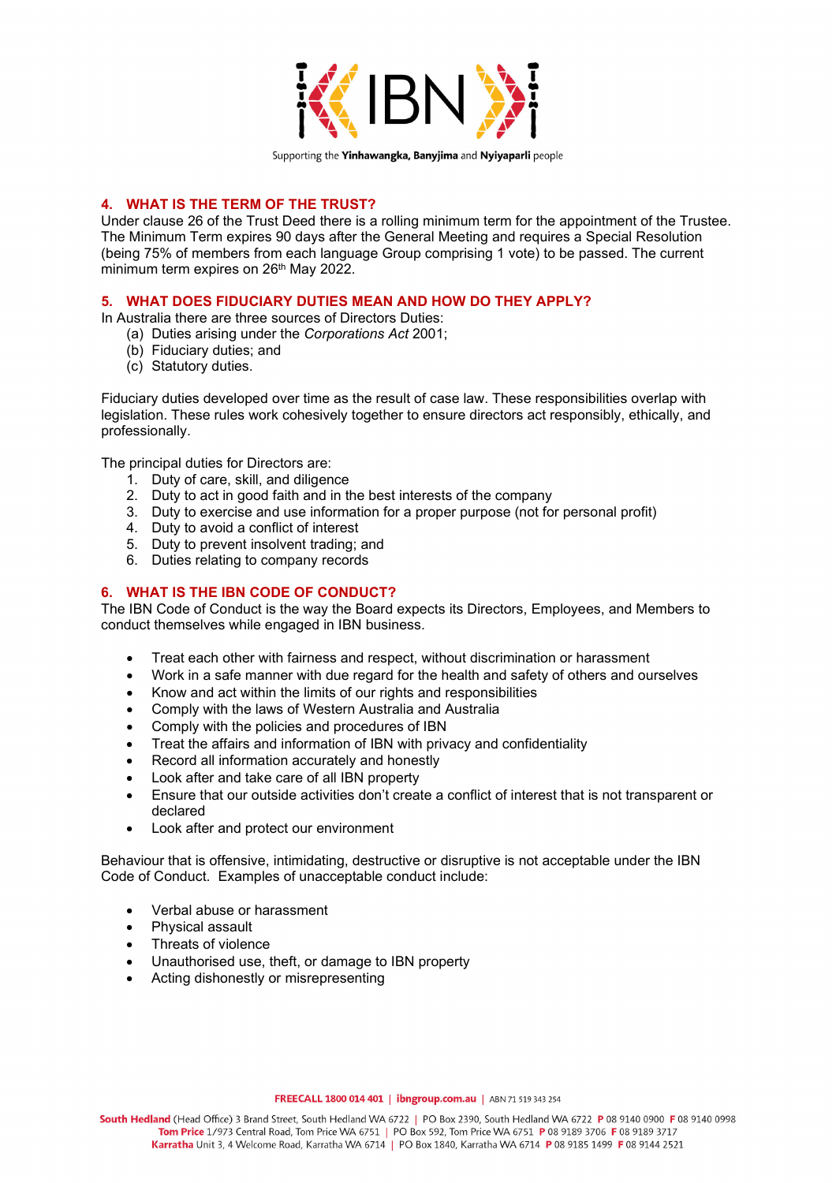## 4. WHAT IS THE TERM OF THE TRUST?

Under clause 26 of the Trust Deed there is a rolling minimum term for the appointment of the Trustee. The Minimum Term expires 90 days after the General Meeting and requires a Special Resolution (being 75% of members from each language Group comprising 1 vote) to be passed. The current minimum term expires on 26th May 2022.

## 5. WHAT DOES FIDUCIARY DUTIES MEAN AND HOW DO THEY APPLY?

In Australia there are three sources of Directors Duties:

(a) Duties arising under the *Corporations Act* 2001;
(b) Fiduciary duties; and
(c) Statutory duties.

Fiduciary duties developed over time as the result of case law. These responsibilities overlap with legislation. These rules work cohesively together to ensure directors act responsibly, ethically, and professionally.

The principal duties for Directors are:

1. Duty of care, skill, and diligence
2. Duty to act in good faith and in the best interests of the company
3. Duty to exercise and use information for a proper purpose (not for personal profit)
4. Duty to avoid a conflict of interest
5. Duty to prevent insolvent trading; and
6. Duties relating to company records

## 6. WHAT IS THE IBN CODE OF CONDUCT?

The IBN Code of Conduct is the way the Board expects its Directors, Employees, and Members to conduct themselves while engaged in IBN business.

- Treat each other with fairness and respect, without discrimination or harassment
- Work in a safe manner with due regard for the health and safety of others and ourselves
- Know and act within the limits of our rights and responsibilities
- Comply with the laws of Western Australia and Australia
- Comply with the policies and procedures of IBN
- Treat the affairs and information of IBN with privacy and confidentiality
- Record all information accurately and honestly
- Look after and take care of all IBN property
- Ensure that our outside activities don't create a conflict of interest that is not transparent or declared
- Look after and protect our environment

Behaviour that is offensive, intimidating, destructive or disruptive is not acceptable under the IBN Code of Conduct. Examples of unacceptable conduct include:

- Verbal abuse or harassment
- Physical assault
- Threats of violence
- Unauthorised use, theft, or damage to IBN property
- Acting dishonestly or misrepresenting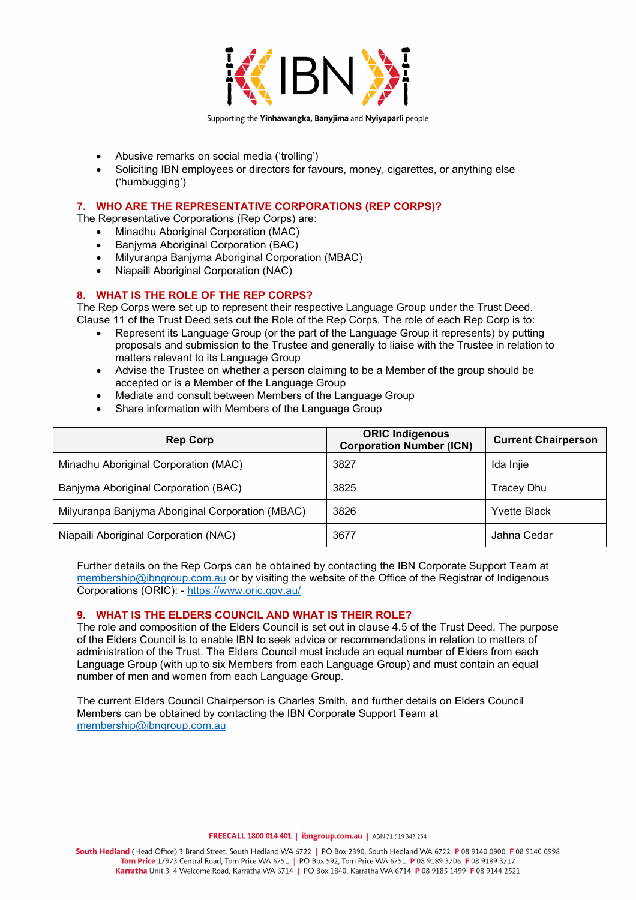- Abusive remarks on social media ('trolling')
- Soliciting IBN employees or directors for favours, money, cigarettes, or anything else ('humbugging')

## 7. WHO ARE THE REPRESENTATIVE CORPORATIONS (REP CORPS)?

The Representative Corporations (Rep Corps) are:

- Minadhu Aboriginal Corporation (MAC)
- Banjyma Aboriginal Corporation (BAC)
- Milyuranpa Banjyma Aboriginal Corporation (MBAC)
- Niapaili Aboriginal Corporation (NAC)

## 8. WHAT IS THE ROLE OF THE REP CORPS?

The Rep Corps were set up to represent their respective Language Group under the Trust Deed. Clause 11 of the Trust Deed sets out the Role of the Rep Corps. The role of each Rep Corp is to:

- Represent its Language Group (or the part of the Language Group it represents) by putting proposals and submission to the Trustee and generally to liaise with the Trustee in relation to matters relevant to its Language Group
- Advise the Trustee on whether a person claiming to be a Member of the group should be accepted or is a Member of the Language Group
- Mediate and consult between Members of the Language Group
- Share information with Members of the Language Group

| Rep Corp | ORIC Indigenous Corporation Number (ICN) | Current Chairperson |
|---|---|---|
| Minadhu Aboriginal Corporation (MAC) | 3827 | Ida Injie |
| Banjyma Aboriginal Corporation (BAC) | 3825 | Tracey Dhu |
| Milyuranpa Banjyma Aboriginal Corporation (MBAC) | 3826 | Yvette Black |
| Niapaili Aboriginal Corporation (NAC) | 3677 | Jahna Cedar |

Further details on the Rep Corps can be obtained by contacting the IBN Corporate Support Team at membership@ibngroup.com.au or by visiting the website of the Office of the Registrar of Indigenous Corporations (ORIC): - https://www.oric.gov.au/

## 9. WHAT IS THE ELDERS COUNCIL AND WHAT IS THEIR ROLE?

The role and composition of the Elders Council is set out in clause 4.5 of the Trust Deed. The purpose of the Elders Council is to enable IBN to seek advice or recommendations in relation to matters of administration of the Trust. The Elders Council must include an equal number of Elders from each Language Group (with up to six Members from each Language Group) and must contain an equal number of men and women from each Language Group.

The current Elders Council Chairperson is Charles Smith, and further details on Elders Council Members can be obtained by contacting the IBN Corporate Support Team at membership@ibngroup.com.au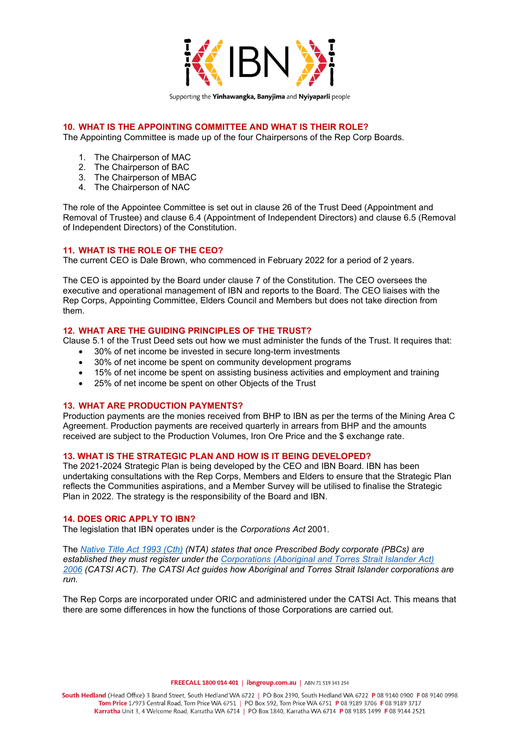## 10. WHAT IS THE APPOINTING COMMITTEE AND WHAT IS THEIR ROLE?

The Appointing Committee is made up of the four Chairpersons of the Rep Corp Boards.

1. The Chairperson of MAC
2. The Chairperson of BAC
3. The Chairperson of MBAC
4. The Chairperson of NAC

The role of the Appointee Committee is set out in clause 26 of the Trust Deed (Appointment and Removal of Trustee) and clause 6.4 (Appointment of Independent Directors) and clause 6.5 (Removal of Independent Directors) of the Constitution.

## 11. WHAT IS THE ROLE OF THE CEO?

The current CEO is Dale Brown, who commenced in February 2022 for a period of 2 years.

The CEO is appointed by the Board under clause 7 of the Constitution. The CEO oversees the executive and operational management of IBN and reports to the Board. The CEO liaises with the Rep Corps, Appointing Committee, Elders Council and Members but does not take direction from them.

## 12. WHAT ARE THE GUIDING PRINCIPLES OF THE TRUST?

Clause 5.1 of the Trust Deed sets out how we must administer the funds of the Trust. It requires that:

- 30% of net income be invested in secure long-term investments
- 30% of net income be spent on community development programs
- 15% of net income be spent on assisting business activities and employment and training
- 25% of net income be spent on other Objects of the Trust

## 13. WHAT ARE PRODUCTION PAYMENTS?

Production payments are the monies received from BHP to IBN as per the terms of the Mining Area C Agreement. Production payments are received quarterly in arrears from BHP and the amounts received are subject to the Production Volumes, Iron Ore Price and the $ exchange rate.

## 13. WHAT IS THE STRATEGIC PLAN AND HOW IS IT BEING DEVELOPED?

The 2021-2024 Strategic Plan is being developed by the CEO and IBN Board. IBN has been undertaking consultations with the Rep Corps, Members and Elders to ensure that the Strategic Plan reflects the Communities aspirations, and a Member Survey will be utilised to finalise the Strategic Plan in 2022. The strategy is the responsibility of the Board and IBN.

## 14. DOES ORIC APPLY TO IBN?

The legislation that IBN operates under is the *Corporations Act* 2001.

The *Native Title Act 1993 (Cth) (NTA) states that once Prescribed Body corporate (PBCs) are established they must register under the Corporations (Aboriginal and Torres Strait Islander Act) 2006 (CATSI ACT). The CATSI Act guides how Aboriginal and Torres Strait Islander corporations are run.*

The Rep Corps are incorporated under ORIC and administered under the CATSI Act. This means that there are some differences in how the functions of those Corporations are carried out.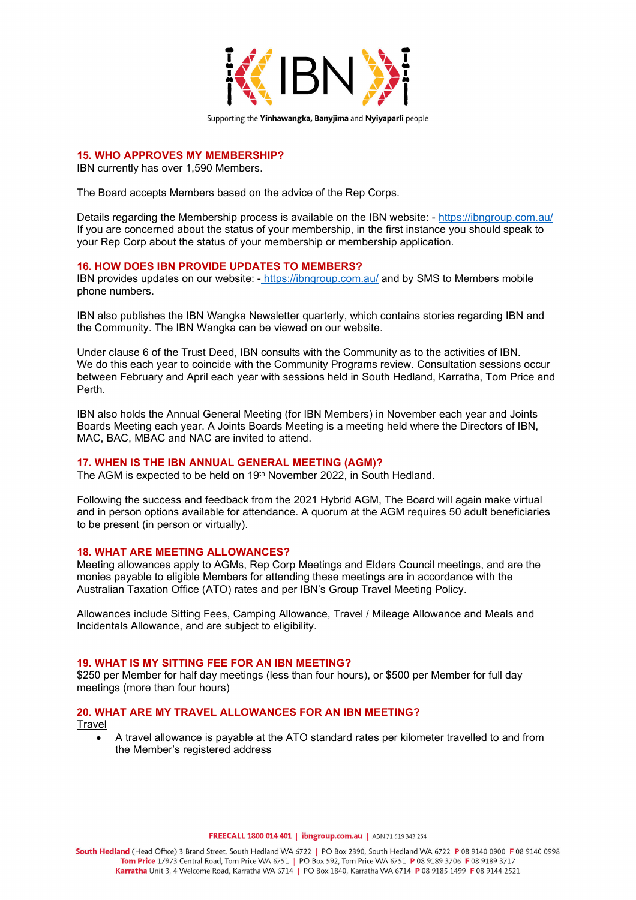Supporting the **Yinhawangka, Banyjima** and **Nyiyaparli** people

## 15. WHO APPROVES MY MEMBERSHIP?

IBN currently has over 1,590 Members.

The Board accepts Members based on the advice of the Rep Corps.

Details regarding the Membership process is available on the IBN website: - https://ibngroup.com.au/
If you are concerned about the status of your membership, in the first instance you should speak to your Rep Corp about the status of your membership or membership application.

## 16. HOW DOES IBN PROVIDE UPDATES TO MEMBERS?

IBN provides updates on our website: - https://ibngroup.com.au/ and by SMS to Members mobile phone numbers.

IBN also publishes the IBN Wangka Newsletter quarterly, which contains stories regarding IBN and the Community. The IBN Wangka can be viewed on our website.

Under clause 6 of the Trust Deed, IBN consults with the Community as to the activities of IBN. We do this each year to coincide with the Community Programs review. Consultation sessions occur between February and April each year with sessions held in South Hedland, Karratha, Tom Price and Perth.

IBN also holds the Annual General Meeting (for IBN Members) in November each year and Joints Boards Meeting each year. A Joints Boards Meeting is a meeting held where the Directors of IBN, MAC, BAC, MBAC and NAC are invited to attend.

## 17. WHEN IS THE IBN ANNUAL GENERAL MEETING (AGM)?

The AGM is expected to be held on 19th November 2022, in South Hedland.

Following the success and feedback from the 2021 Hybrid AGM, The Board will again make virtual and in person options available for attendance. A quorum at the AGM requires 50 adult beneficiaries to be present (in person or virtually).

## 18. WHAT ARE MEETING ALLOWANCES?

Meeting allowances apply to AGMs, Rep Corp Meetings and Elders Council meetings, and are the monies payable to eligible Members for attending these meetings are in accordance with the Australian Taxation Office (ATO) rates and per IBN's Group Travel Meeting Policy.

Allowances include Sitting Fees, Camping Allowance, Travel / Mileage Allowance and Meals and Incidentals Allowance, and are subject to eligibility.

## 19. WHAT IS MY SITTING FEE FOR AN IBN MEETING?

$250 per Member for half day meetings (less than four hours), or $500 per Member for full day meetings (more than four hours)

## 20. WHAT ARE MY TRAVEL ALLOWANCES FOR AN IBN MEETING?

Travel

- A travel allowance is payable at the ATO standard rates per kilometer travelled to and from the Member's registered address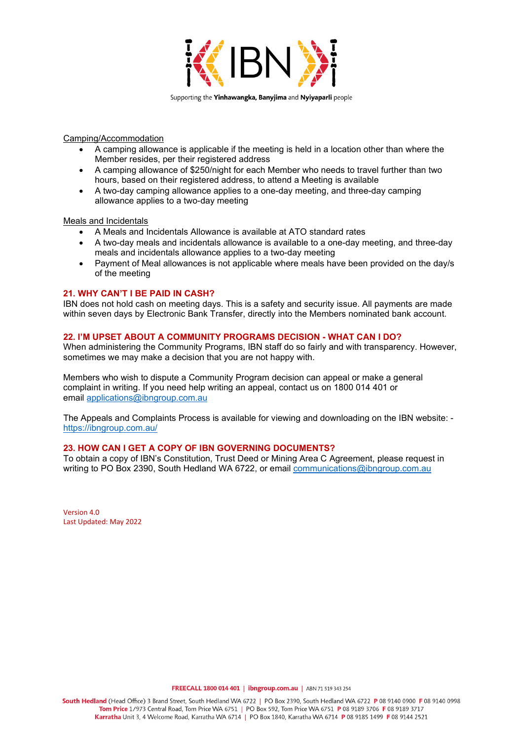Camping/Accommodation

- A camping allowance is applicable if the meeting is held in a location other than where the Member resides, per their registered address
- A camping allowance of $250/night for each Member who needs to travel further than two hours, based on their registered address, to attend a Meeting is available
- A two-day camping allowance applies to a one-day meeting, and three-day camping allowance applies to a two-day meeting

Meals and Incidentals

- A Meals and Incidentals Allowance is available at ATO standard rates
- A two-day meals and incidentals allowance is available to a one-day meeting, and three-day meals and incidentals allowance applies to a two-day meeting
- Payment of Meal allowances is not applicable where meals have been provided on the day/s of the meeting

## 21. WHY CAN'T I BE PAID IN CASH?

IBN does not hold cash on meeting days. This is a safety and security issue. All payments are made within seven days by Electronic Bank Transfer, directly into the Members nominated bank account.

## 22. I'M UPSET ABOUT A COMMUNITY PROGRAMS DECISION - WHAT CAN I DO?

When administering the Community Programs, IBN staff do so fairly and with transparency. However, sometimes we may make a decision that you are not happy with.

Members who wish to dispute a Community Program decision can appeal or make a general complaint in writing. If you need help writing an appeal, contact us on 1800 014 401 or email applications@ibngroup.com.au

The Appeals and Complaints Process is available for viewing and downloading on the IBN website: - https://ibngroup.com.au/

## 23. HOW CAN I GET A COPY OF IBN GOVERNING DOCUMENTS?

To obtain a copy of IBN's Constitution, Trust Deed or Mining Area C Agreement, please request in writing to PO Box 2390, South Hedland WA 6722, or email communications@ibngroup.com.au

Version 4.0
Last Updated: May 2022